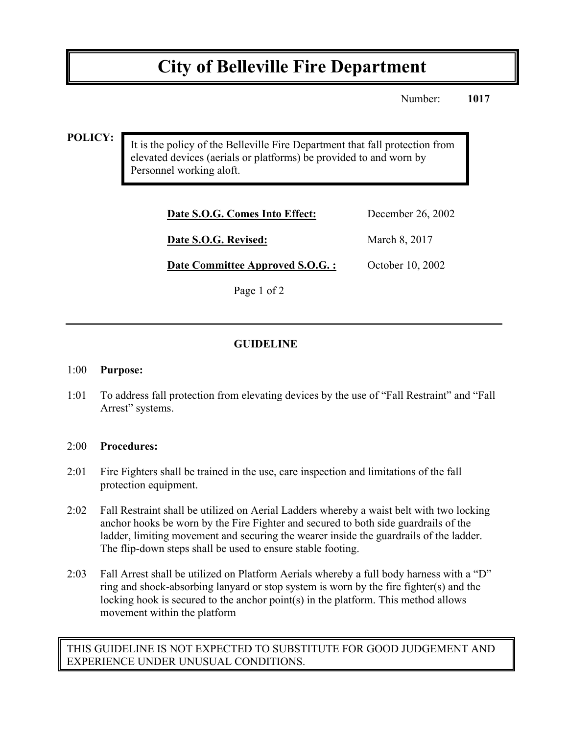# City of Belleville Fire Department

Number: **1017**

**POLICY:**

It is the policy of the Belleville Fire Department that fall protection from elevated devices (aerials or platforms) be provided to and worn by Personnel working aloft.

| | |
|---|---|
| **Date S.O.G. Comes Into Effect:** | December 26, 2002 |
| **Date S.O.G. Revised:** | March 8, 2017 |
| **Date Committee Approved S.O.G. :** | October 10, 2002 |

---

## GUIDELINE

1:00 **Purpose:**

1:01 To address fall protection from elevating devices by the use of "Fall Restraint" and "Fall Arrest" systems.

2:00 **Procedures:**

2:01 Fire Fighters shall be trained in the use, care inspection and limitations of the fall protection equipment.

2:02 Fall Restraint shall be utilized on Aerial Ladders whereby a waist belt with two locking anchor hooks be worn by the Fire Fighter and secured to both side guardrails of the ladder, limiting movement and securing the wearer inside the guardrails of the ladder. The flip-down steps shall be used to ensure stable footing.

2:03 Fall Arrest shall be utilized on Platform Aerials whereby a full body harness with a "D" ring and shock-absorbing lanyard or stop system is worn by the fire fighter(s) and the locking hook is secured to the anchor point(s) in the platform. This method allows movement within the platform

THIS GUIDELINE IS NOT EXPECTED TO SUBSTITUTE FOR GOOD JUDGEMENT AND EXPERIENCE UNDER UNUSUAL CONDITIONS.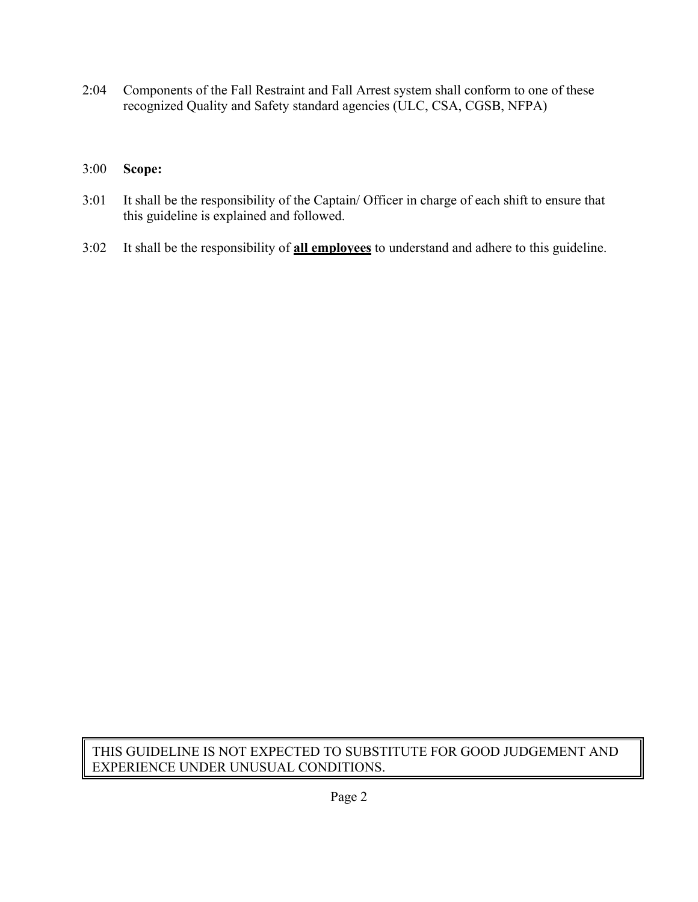2:04 Components of the Fall Restraint and Fall Arrest system shall conform to one of these recognized Quality and Safety standard agencies (ULC, CSA, CGSB, NFPA)

3:00 **Scope:**

3:01 It shall be the responsibility of the Captain/ Officer in charge of each shift to ensure that this guideline is explained and followed.

3:02 It shall be the responsibility of **all employees** to understand and adhere to this guideline.

THIS GUIDELINE IS NOT EXPECTED TO SUBSTITUTE FOR GOOD JUDGEMENT AND EXPERIENCE UNDER UNUSUAL CONDITIONS.